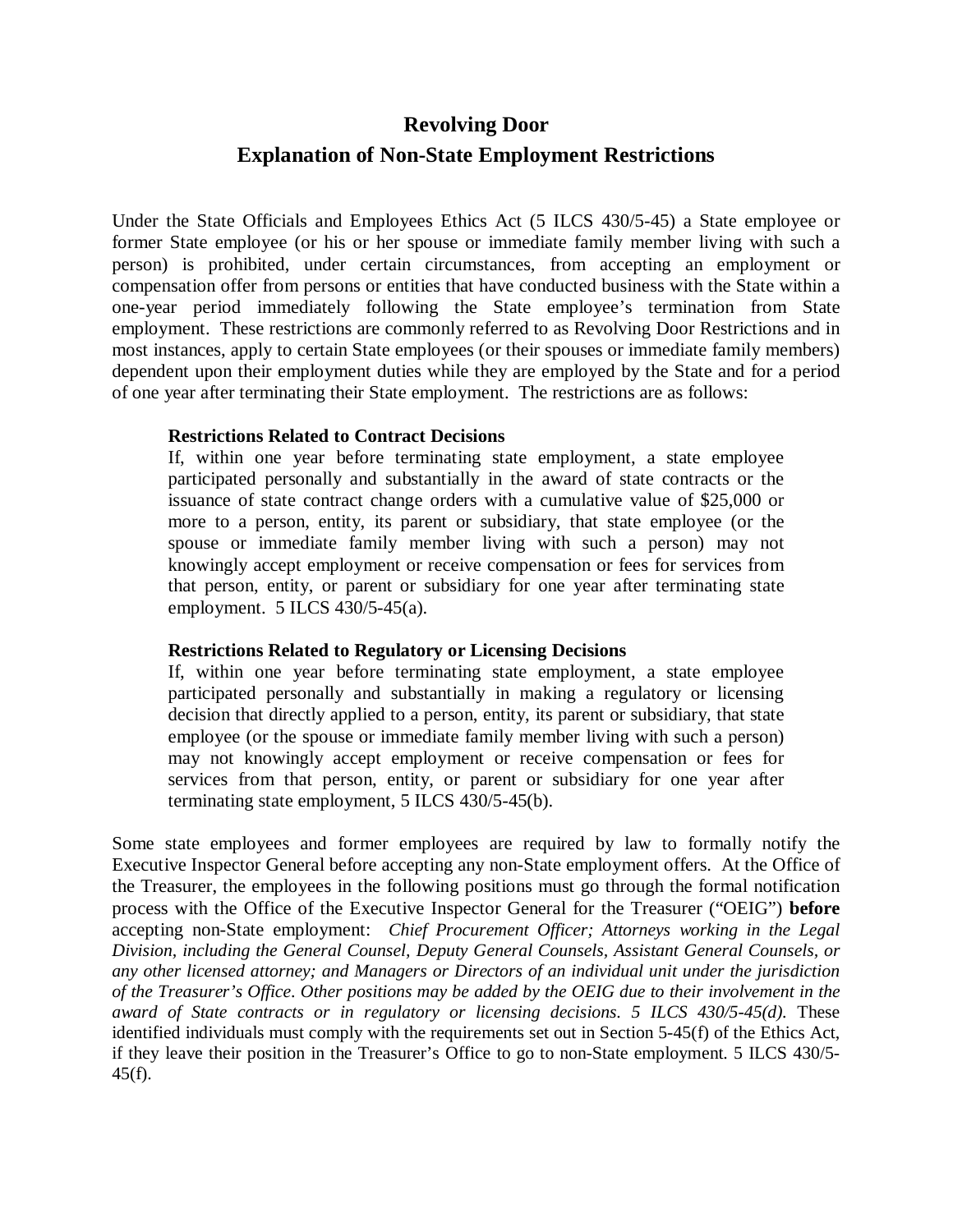# Revolving Door
## Explanation of Non-State Employment Restrictions

Under the State Officials and Employees Ethics Act (5 ILCS 430/5-45) a State employee or former State employee (or his or her spouse or immediate family member living with such a person) is prohibited, under certain circumstances, from accepting an employment or compensation offer from persons or entities that have conducted business with the State within a one-year period immediately following the State employee's termination from State employment. These restrictions are commonly referred to as Revolving Door Restrictions and in most instances, apply to certain State employees (or their spouses or immediate family members) dependent upon their employment duties while they are employed by the State and for a period of one year after terminating their State employment. The restrictions are as follows:

> **Restrictions Related to Contract Decisions**
>
> If, within one year before terminating state employment, a state employee participated personally and substantially in the award of state contracts or the issuance of state contract change orders with a cumulative value of $25,000 or more to a person, entity, its parent or subsidiary, that state employee (or the spouse or immediate family member living with such a person) may not knowingly accept employment or receive compensation or fees for services from that person, entity, or parent or subsidiary for one year after terminating state employment. 5 ILCS 430/5-45(a).
>
> **Restrictions Related to Regulatory or Licensing Decisions**
>
> If, within one year before terminating state employment, a state employee participated personally and substantially in making a regulatory or licensing decision that directly applied to a person, entity, its parent or subsidiary, that state employee (or the spouse or immediate family member living with such a person) may not knowingly accept employment or receive compensation or fees for services from that person, entity, or parent or subsidiary for one year after terminating state employment, 5 ILCS 430/5-45(b).

Some state employees and former employees are required by law to formally notify the Executive Inspector General before accepting any non-State employment offers. At the Office of the Treasurer, the employees in the following positions must go through the formal notification process with the Office of the Executive Inspector General for the Treasurer ("OEIG") **before** accepting non-State employment: *Chief Procurement Officer; Attorneys working in the Legal Division, including the General Counsel, Deputy General Counsels, Assistant General Counsels, or any other licensed attorney; and Managers or Directors of an individual unit under the jurisdiction of the Treasurer's Office. Other positions may be added by the OEIG due to their involvement in the award of State contracts or in regulatory or licensing decisions. 5 ILCS 430/5-45(d).* These identified individuals must comply with the requirements set out in Section 5-45(f) of the Ethics Act, if they leave their position in the Treasurer's Office to go to non-State employment. 5 ILCS 430/5-45(f).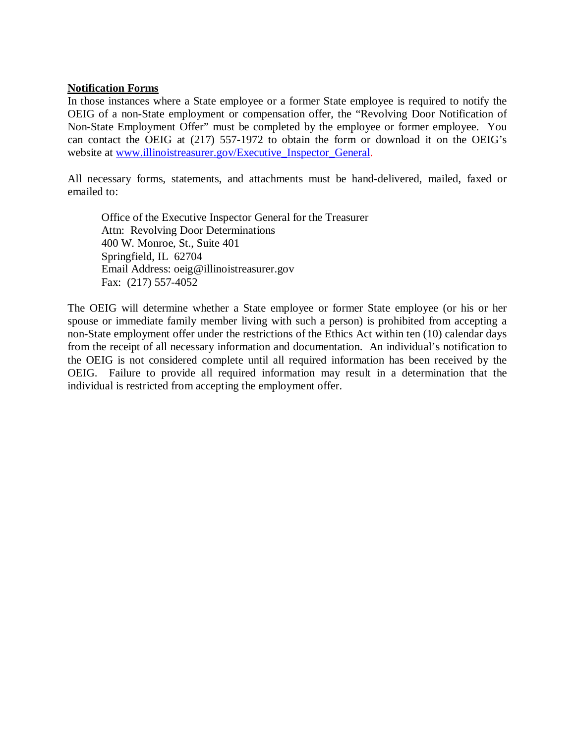**Notification Forms**

In those instances where a State employee or a former State employee is required to notify the OEIG of a non-State employment or compensation offer, the "Revolving Door Notification of Non-State Employment Offer" must be completed by the employee or former employee. You can contact the OEIG at (217) 557-1972 to obtain the form or download it on the OEIG's website at [www.illinoistreasurer.gov/Executive_Inspector_General](http://www.illinoistreasurer.gov/Executive_Inspector_General).

All necessary forms, statements, and attachments must be hand-delivered, mailed, faxed or emailed to:

> Office of the Executive Inspector General for the Treasurer
> Attn: Revolving Door Determinations
> 400 W. Monroe, St., Suite 401
> Springfield, IL 62704
> Email Address: oeig@illinoistreasurer.gov
> Fax: (217) 557-4052

The OEIG will determine whether a State employee or former State employee (or his or her spouse or immediate family member living with such a person) is prohibited from accepting a non-State employment offer under the restrictions of the Ethics Act within ten (10) calendar days from the receipt of all necessary information and documentation. An individual's notification to the OEIG is not considered complete until all required information has been received by the OEIG. Failure to provide all required information may result in a determination that the individual is restricted from accepting the employment offer.